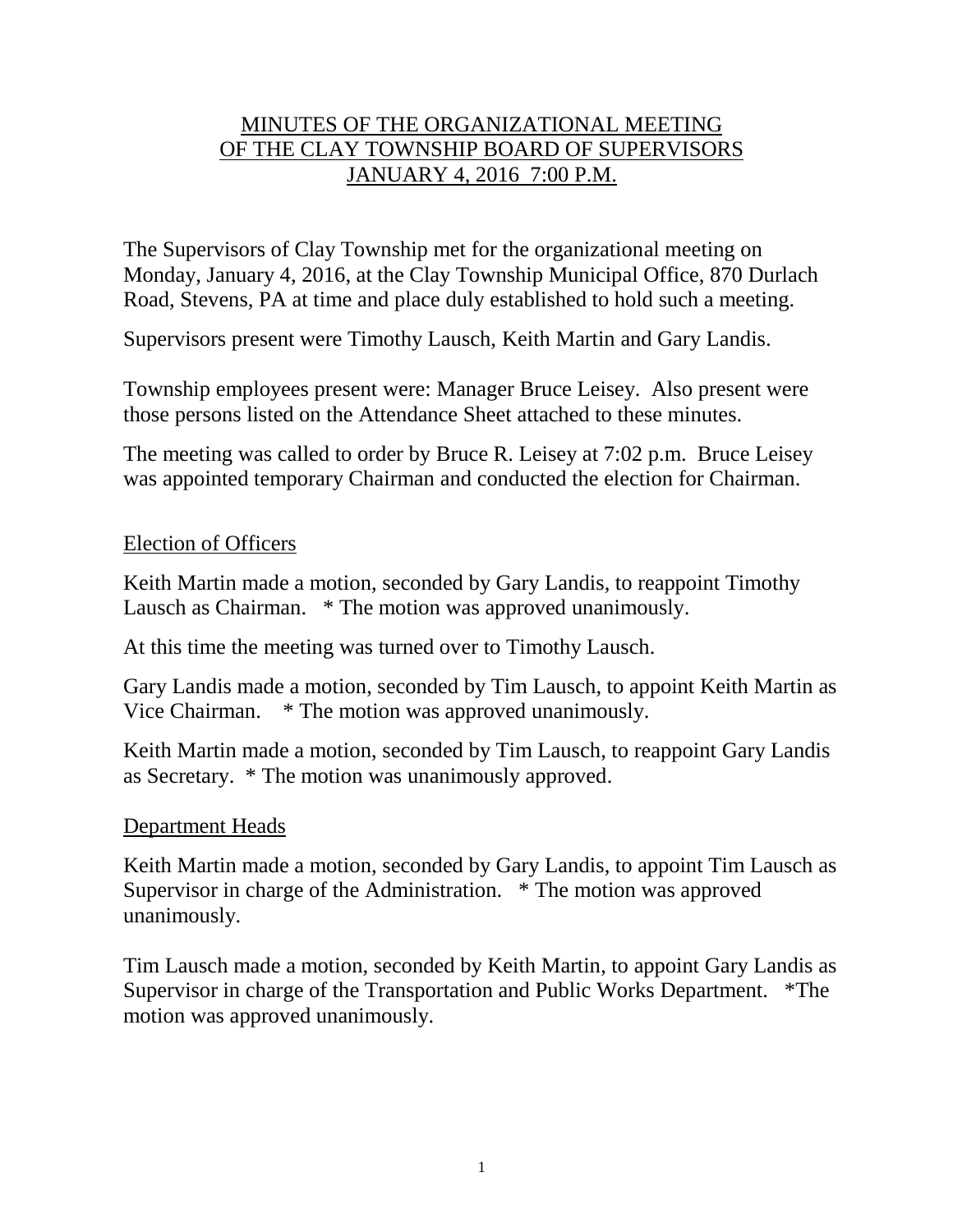# MINUTES OF THE ORGANIZATIONAL MEETING OF THE CLAY TOWNSHIP BOARD OF SUPERVISORS JANUARY 4, 2016 7:00 P.M.

The Supervisors of Clay Township met for the organizational meeting on Monday, January 4, 2016, at the Clay Township Municipal Office, 870 Durlach Road, Stevens, PA at time and place duly established to hold such a meeting.

Supervisors present were Timothy Lausch, Keith Martin and Gary Landis.

Township employees present were: Manager Bruce Leisey. Also present were those persons listed on the Attendance Sheet attached to these minutes.

The meeting was called to order by Bruce R. Leisey at 7:02 p.m. Bruce Leisey was appointed temporary Chairman and conducted the election for Chairman.

## Election of Officers

Keith Martin made a motion, seconded by Gary Landis, to reappoint Timothy Lausch as Chairman. * The motion was approved unanimously.

At this time the meeting was turned over to Timothy Lausch.

Gary Landis made a motion, seconded by Tim Lausch, to appoint Keith Martin as Vice Chairman. * The motion was approved unanimously.

Keith Martin made a motion, seconded by Tim Lausch, to reappoint Gary Landis as Secretary. * The motion was unanimously approved.

## Department Heads

Keith Martin made a motion, seconded by Gary Landis, to appoint Tim Lausch as Supervisor in charge of the Administration. * The motion was approved unanimously.

Tim Lausch made a motion, seconded by Keith Martin, to appoint Gary Landis as Supervisor in charge of the Transportation and Public Works Department. *The motion was approved unanimously.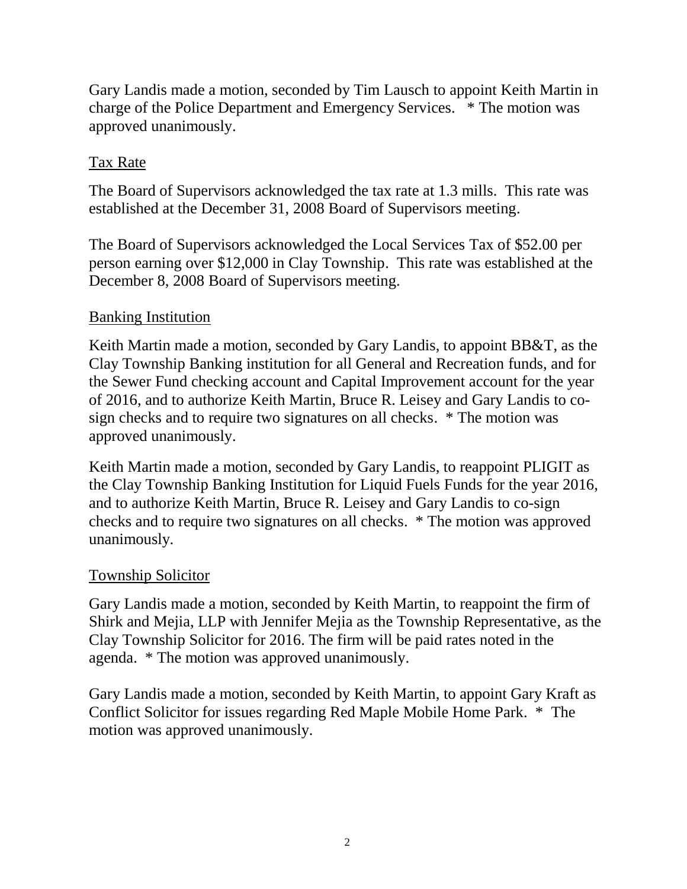Gary Landis made a motion, seconded by Tim Lausch to appoint Keith Martin in charge of the Police Department and Emergency Services. * The motion was approved unanimously.

## Tax Rate

The Board of Supervisors acknowledged the tax rate at 1.3 mills. This rate was established at the December 31, 2008 Board of Supervisors meeting.

The Board of Supervisors acknowledged the Local Services Tax of $52.00 per person earning over $12,000 in Clay Township. This rate was established at the December 8, 2008 Board of Supervisors meeting.

## Banking Institution

Keith Martin made a motion, seconded by Gary Landis, to appoint BB&T, as the Clay Township Banking institution for all General and Recreation funds, and for the Sewer Fund checking account and Capital Improvement account for the year of 2016, and to authorize Keith Martin, Bruce R. Leisey and Gary Landis to co-sign checks and to require two signatures on all checks. * The motion was approved unanimously.

Keith Martin made a motion, seconded by Gary Landis, to reappoint PLIGIT as the Clay Township Banking Institution for Liquid Fuels Funds for the year 2016, and to authorize Keith Martin, Bruce R. Leisey and Gary Landis to co-sign checks and to require two signatures on all checks. * The motion was approved unanimously.

## Township Solicitor

Gary Landis made a motion, seconded by Keith Martin, to reappoint the firm of Shirk and Mejia, LLP with Jennifer Mejia as the Township Representative, as the Clay Township Solicitor for 2016. The firm will be paid rates noted in the agenda. * The motion was approved unanimously.

Gary Landis made a motion, seconded by Keith Martin, to appoint Gary Kraft as Conflict Solicitor for issues regarding Red Maple Mobile Home Park. * The motion was approved unanimously.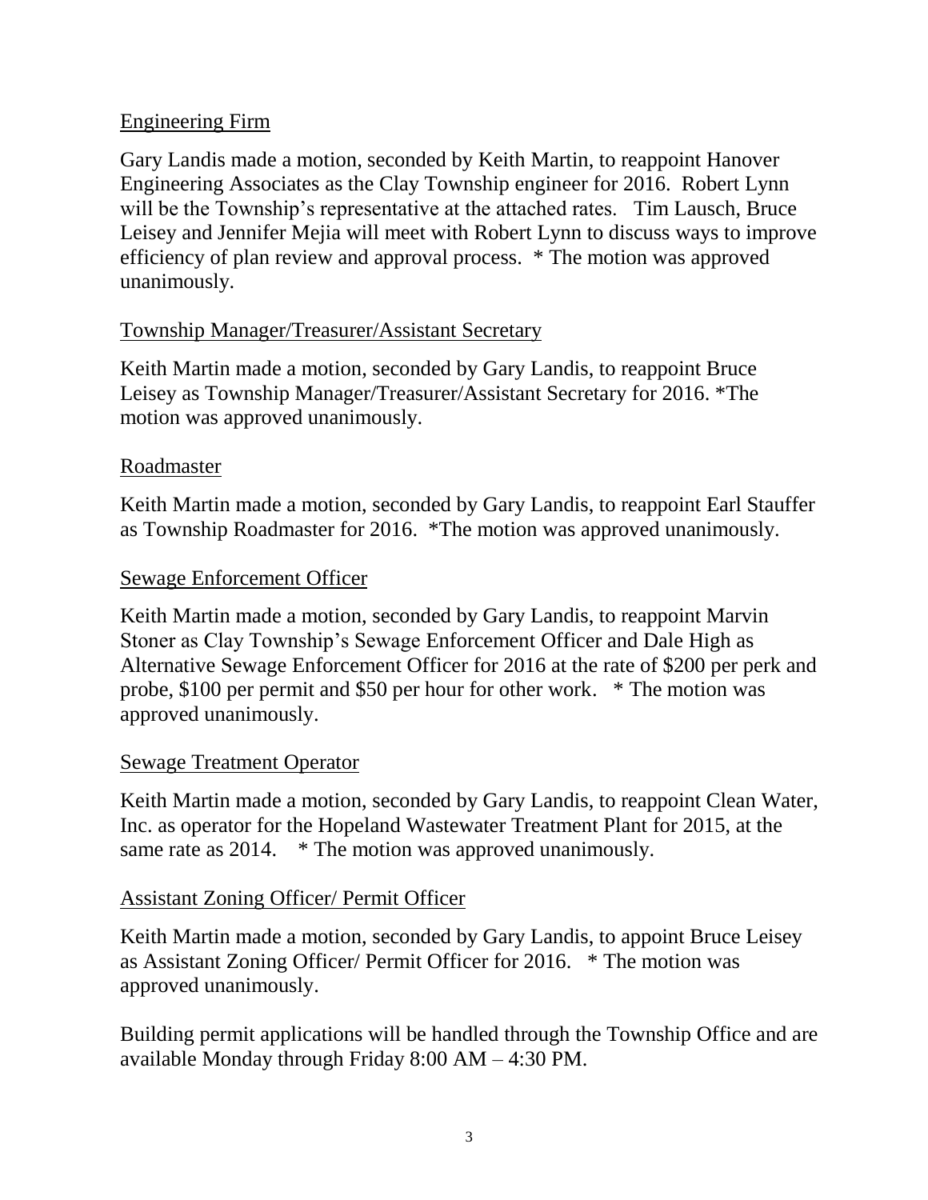## Engineering Firm

Gary Landis made a motion, seconded by Keith Martin, to reappoint Hanover Engineering Associates as the Clay Township engineer for 2016. Robert Lynn will be the Township's representative at the attached rates. Tim Lausch, Bruce Leisey and Jennifer Mejia will meet with Robert Lynn to discuss ways to improve efficiency of plan review and approval process. * The motion was approved unanimously.

## Township Manager/Treasurer/Assistant Secretary

Keith Martin made a motion, seconded by Gary Landis, to reappoint Bruce Leisey as Township Manager/Treasurer/Assistant Secretary for 2016. *The motion was approved unanimously.

## Roadmaster

Keith Martin made a motion, seconded by Gary Landis, to reappoint Earl Stauffer as Township Roadmaster for 2016. *The motion was approved unanimously.

## Sewage Enforcement Officer

Keith Martin made a motion, seconded by Gary Landis, to reappoint Marvin Stoner as Clay Township's Sewage Enforcement Officer and Dale High as Alternative Sewage Enforcement Officer for 2016 at the rate of $200 per perk and probe, $100 per permit and $50 per hour for other work. * The motion was approved unanimously.

## Sewage Treatment Operator

Keith Martin made a motion, seconded by Gary Landis, to reappoint Clean Water, Inc. as operator for the Hopeland Wastewater Treatment Plant for 2015, at the same rate as 2014. * The motion was approved unanimously.

## Assistant Zoning Officer/ Permit Officer

Keith Martin made a motion, seconded by Gary Landis, to appoint Bruce Leisey as Assistant Zoning Officer/ Permit Officer for 2016. * The motion was approved unanimously.

Building permit applications will be handled through the Township Office and are available Monday through Friday 8:00 AM – 4:30 PM.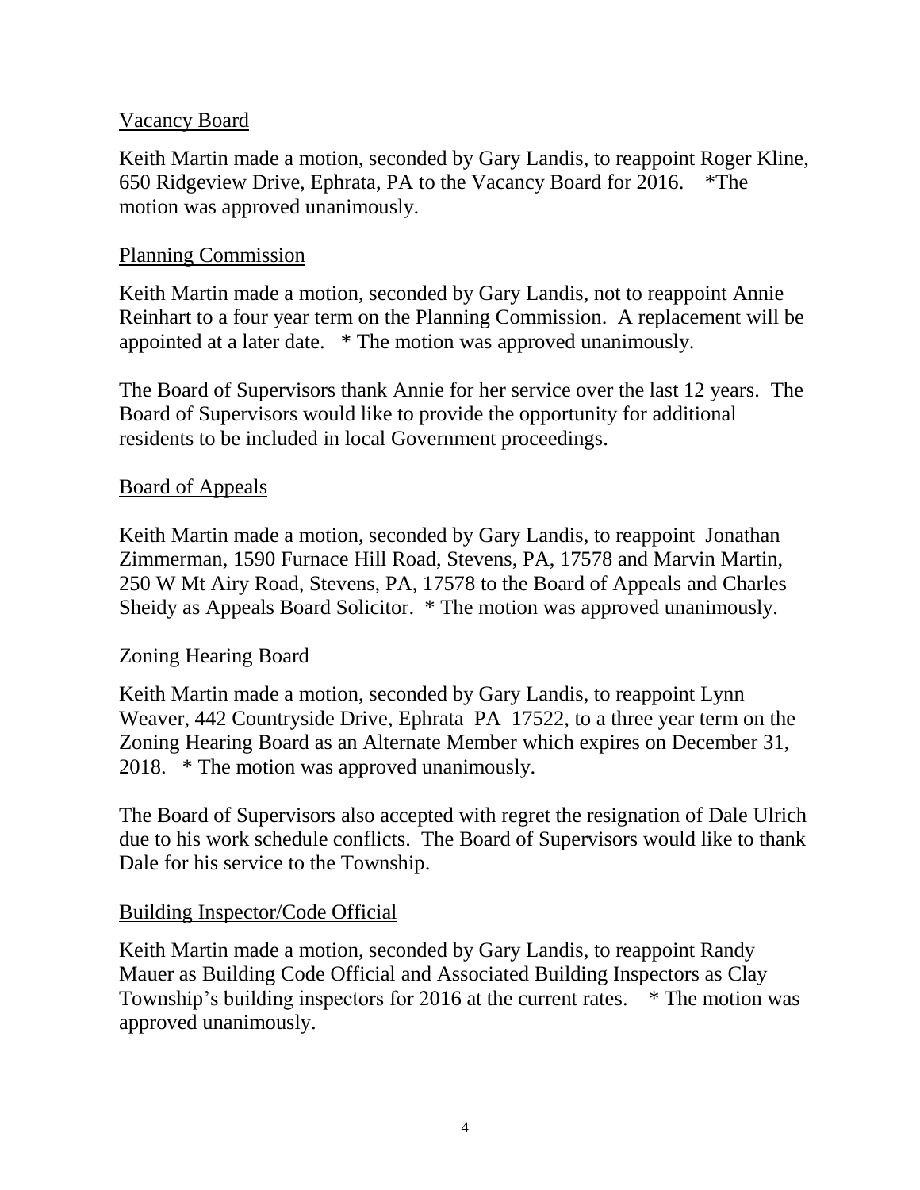Vacancy Board

Keith Martin made a motion, seconded by Gary Landis, to reappoint Roger Kline, 650 Ridgeview Drive, Ephrata, PA to the Vacancy Board for 2016. *The motion was approved unanimously.

Planning Commission

Keith Martin made a motion, seconded by Gary Landis, not to reappoint Annie Reinhart to a four year term on the Planning Commission. A replacement will be appointed at a later date. * The motion was approved unanimously.

The Board of Supervisors thank Annie for her service over the last 12 years. The Board of Supervisors would like to provide the opportunity for additional residents to be included in local Government proceedings.

Board of Appeals

Keith Martin made a motion, seconded by Gary Landis, to reappoint Jonathan Zimmerman, 1590 Furnace Hill Road, Stevens, PA, 17578 and Marvin Martin, 250 W Mt Airy Road, Stevens, PA, 17578 to the Board of Appeals and Charles Sheidy as Appeals Board Solicitor. * The motion was approved unanimously.

Zoning Hearing Board

Keith Martin made a motion, seconded by Gary Landis, to reappoint Lynn Weaver, 442 Countryside Drive, Ephrata PA 17522, to a three year term on the Zoning Hearing Board as an Alternate Member which expires on December 31, 2018. * The motion was approved unanimously.

The Board of Supervisors also accepted with regret the resignation of Dale Ulrich due to his work schedule conflicts. The Board of Supervisors would like to thank Dale for his service to the Township.

Building Inspector/Code Official

Keith Martin made a motion, seconded by Gary Landis, to reappoint Randy Mauer as Building Code Official and Associated Building Inspectors as Clay Township's building inspectors for 2016 at the current rates. * The motion was approved unanimously.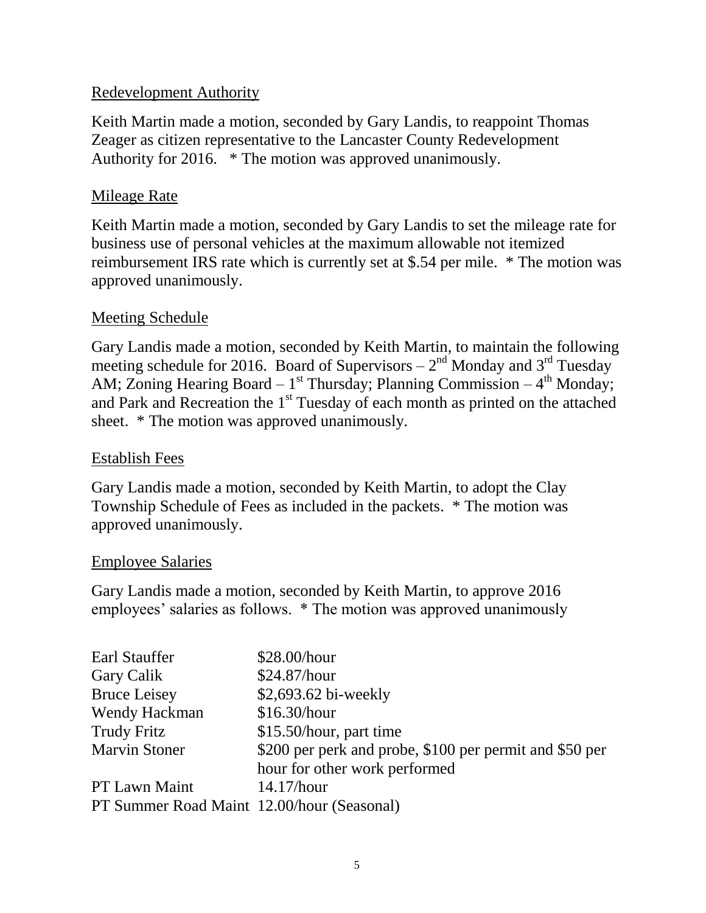## Redevelopment Authority

Keith Martin made a motion, seconded by Gary Landis, to reappoint Thomas Zeager as citizen representative to the Lancaster County Redevelopment Authority for 2016. * The motion was approved unanimously.

## Mileage Rate

Keith Martin made a motion, seconded by Gary Landis to set the mileage rate for business use of personal vehicles at the maximum allowable not itemized reimbursement IRS rate which is currently set at $.54 per mile. * The motion was approved unanimously.

## Meeting Schedule

Gary Landis made a motion, seconded by Keith Martin, to maintain the following meeting schedule for 2016. Board of Supervisors – 2nd Monday and 3rd Tuesday AM; Zoning Hearing Board – 1st Thursday; Planning Commission – 4th Monday; and Park and Recreation the 1st Tuesday of each month as printed on the attached sheet. * The motion was approved unanimously.

## Establish Fees

Gary Landis made a motion, seconded by Keith Martin, to adopt the Clay Township Schedule of Fees as included in the packets. * The motion was approved unanimously.

## Employee Salaries

Gary Landis made a motion, seconded by Keith Martin, to approve 2016 employees' salaries as follows. * The motion was approved unanimously

| | |
|---|---|
| Earl Stauffer | $28.00/hour |
| Gary Calik | $24.87/hour |
| Bruce Leisey | $2,693.62 bi-weekly |
| Wendy Hackman | $16.30/hour |
| Trudy Fritz | $15.50/hour, part time |
| Marvin Stoner | $200 per perk and probe, $100 per permit and $50 per hour for other work performed |
| PT Lawn Maint | 14.17/hour |
| PT Summer Road Maint | 12.00/hour (Seasonal) |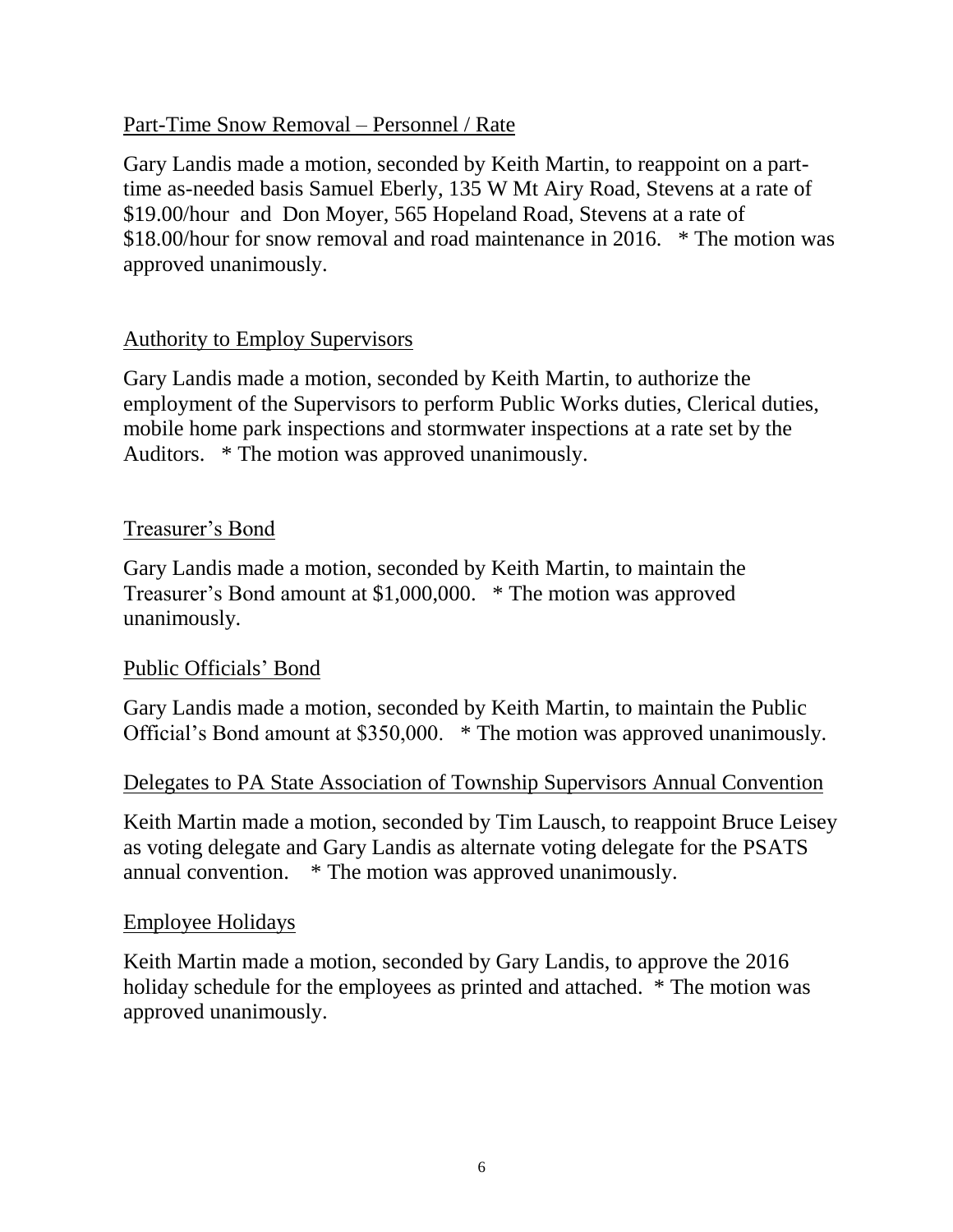Part-Time Snow Removal – Personnel / Rate

Gary Landis made a motion, seconded by Keith Martin, to reappoint on a part-time as-needed basis Samuel Eberly, 135 W Mt Airy Road, Stevens at a rate of $19.00/hour and Don Moyer, 565 Hopeland Road, Stevens at a rate of $18.00/hour for snow removal and road maintenance in 2016. * The motion was approved unanimously.

Authority to Employ Supervisors

Gary Landis made a motion, seconded by Keith Martin, to authorize the employment of the Supervisors to perform Public Works duties, Clerical duties, mobile home park inspections and stormwater inspections at a rate set by the Auditors. * The motion was approved unanimously.

Treasurer's Bond

Gary Landis made a motion, seconded by Keith Martin, to maintain the Treasurer's Bond amount at $1,000,000. * The motion was approved unanimously.

Public Officials' Bond

Gary Landis made a motion, seconded by Keith Martin, to maintain the Public Official's Bond amount at $350,000. * The motion was approved unanimously.

Delegates to PA State Association of Township Supervisors Annual Convention

Keith Martin made a motion, seconded by Tim Lausch, to reappoint Bruce Leisey as voting delegate and Gary Landis as alternate voting delegate for the PSATS annual convention. * The motion was approved unanimously.

Employee Holidays

Keith Martin made a motion, seconded by Gary Landis, to approve the 2016 holiday schedule for the employees as printed and attached. * The motion was approved unanimously.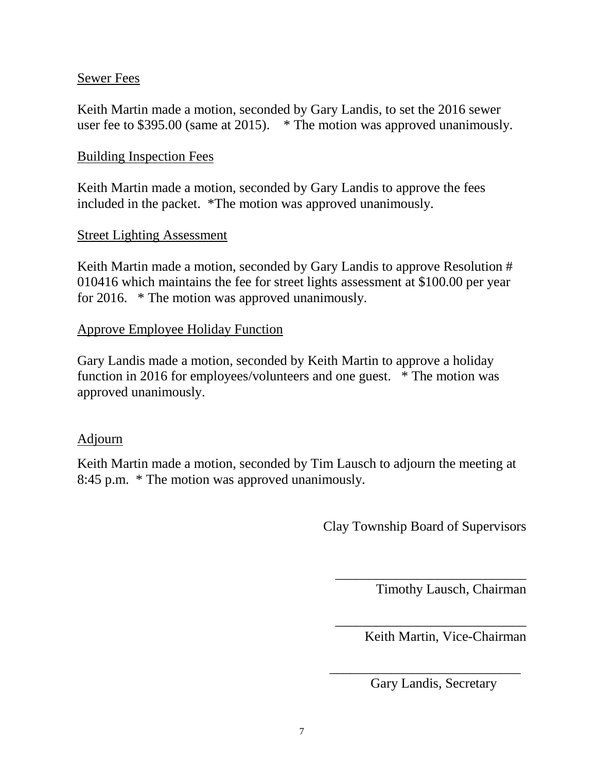Sewer Fees

Keith Martin made a motion, seconded by Gary Landis, to set the 2016 sewer user fee to $395.00 (same at 2015). * The motion was approved unanimously.

Building Inspection Fees

Keith Martin made a motion, seconded by Gary Landis to approve the fees included in the packet. *The motion was approved unanimously.

Street Lighting Assessment

Keith Martin made a motion, seconded by Gary Landis to approve Resolution # 010416 which maintains the fee for street lights assessment at $100.00 per year for 2016. * The motion was approved unanimously.

Approve Employee Holiday Function

Gary Landis made a motion, seconded by Keith Martin to approve a holiday function in 2016 for employees/volunteers and one guest. * The motion was approved unanimously.

Adjourn

Keith Martin made a motion, seconded by Tim Lausch to adjourn the meeting at 8:45 p.m. * The motion was approved unanimously.

Clay Township Board of Supervisors

_____________________________
Timothy Lausch, Chairman

_____________________________
Keith Martin, Vice-Chairman

_____________________________
Gary Landis, Secretary